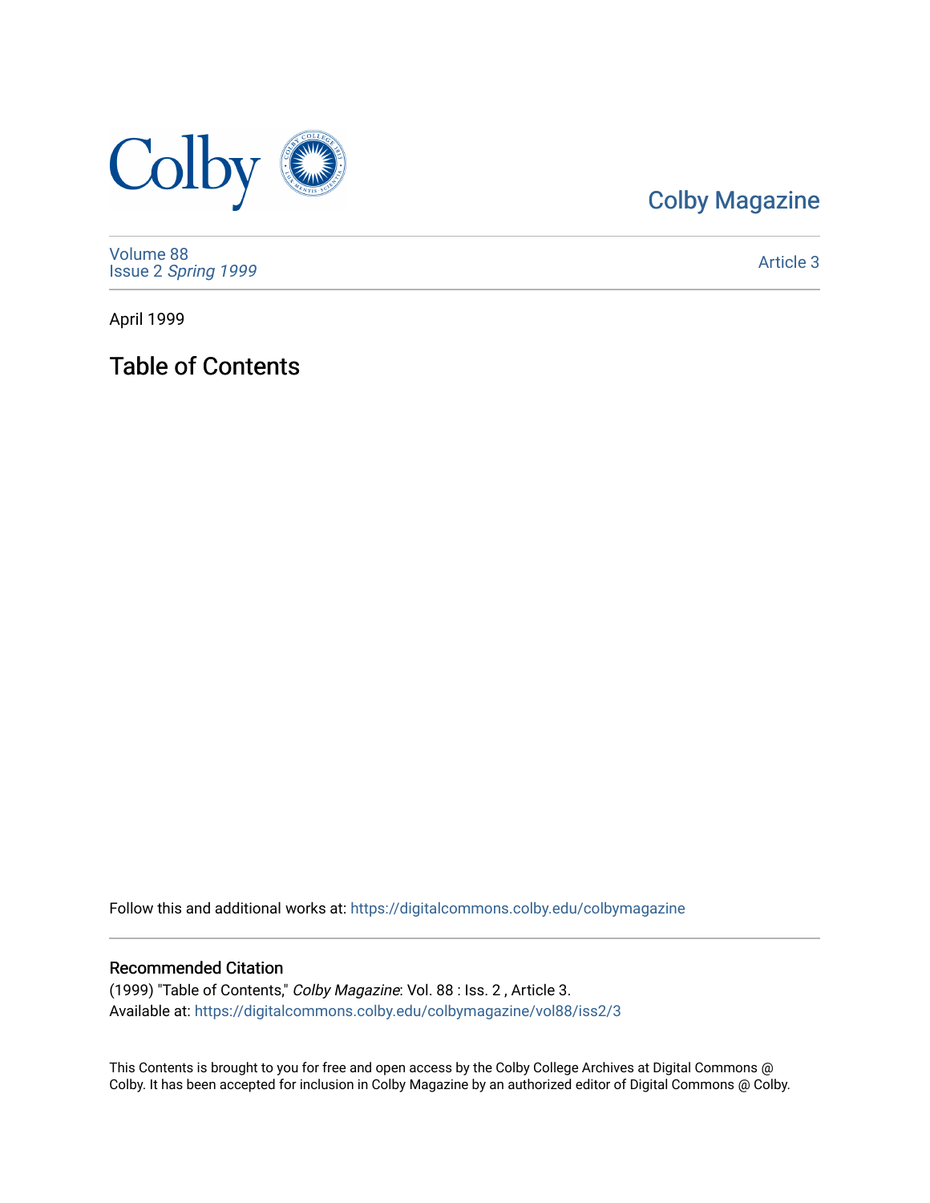Colby Magazine

Volume 88
Issue 2 *Spring 1999*

Article 3

April 1999

# Table of Contents

Follow this and additional works at: https://digitalcommons.colby.edu/colbymagazine

## Recommended Citation

(1999) "Table of Contents," *Colby Magazine*: Vol. 88 : Iss. 2 , Article 3.
Available at: https://digitalcommons.colby.edu/colbymagazine/vol88/iss2/3

This Contents is brought to you for free and open access by the Colby College Archives at Digital Commons @ Colby. It has been accepted for inclusion in Colby Magazine by an authorized editor of Digital Commons @ Colby.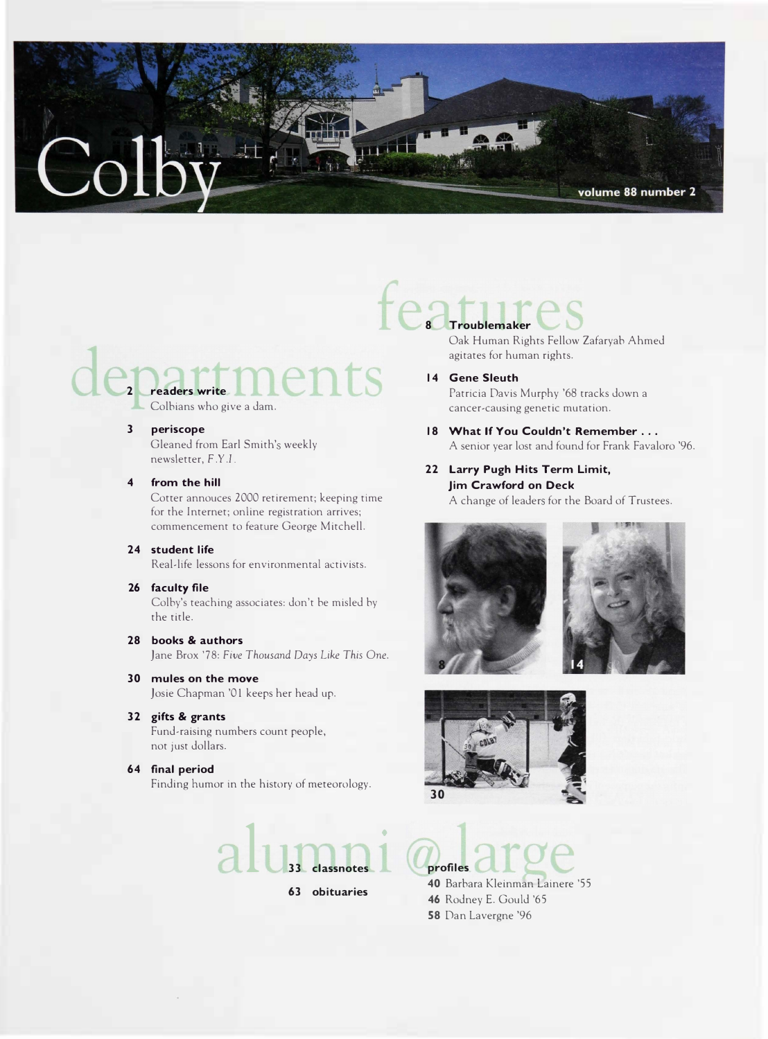# Colby

volume 88 number 2

## departments

**2 readers write**
Colbians who give a dam.

**3 periscope**
Gleaned from Earl Smith's weekly newsletter, *F.Y.I.*

**4 from the hill**
Cotter annouces 2000 retirement; keeping time for the Internet; online registration arrives; commencement to feature George Mitchell.

**24 student life**
Real-life lessons for environmental activists.

**26 faculty file**
Colby's teaching associates: don't be misled by the title.

**28 books & authors**
Jane Brox '78: *Five Thousand Days Like This One.*

**30 mules on the move**
Josie Chapman '01 keeps her head up.

**32 gifts & grants**
Fund-raising numbers count people, not just dollars.

**64 final period**
Finding humor in the history of meteorology.

## features

**8 Troublemaker**
Oak Human Rights Fellow Zafaryab Ahmed agitates for human rights.

**14 Gene Sleuth**
Patricia Davis Murphy '68 tracks down a cancer-causing genetic mutation.

**18 What If You Couldn't Remember . . .**
A senior year lost and found for Frank Favaloro '96.

**22 Larry Pugh Hits Term Limit, Jim Crawford on Deck**
A change of leaders for the Board of Trustees.

8

14

30

## alumni @ large

**33 classnotes**

**63 obituaries**

**profiles**

**40** Barbara Kleinman Lainere '55
**46** Rodney E. Gould '65
**58** Dan Lavergne '96